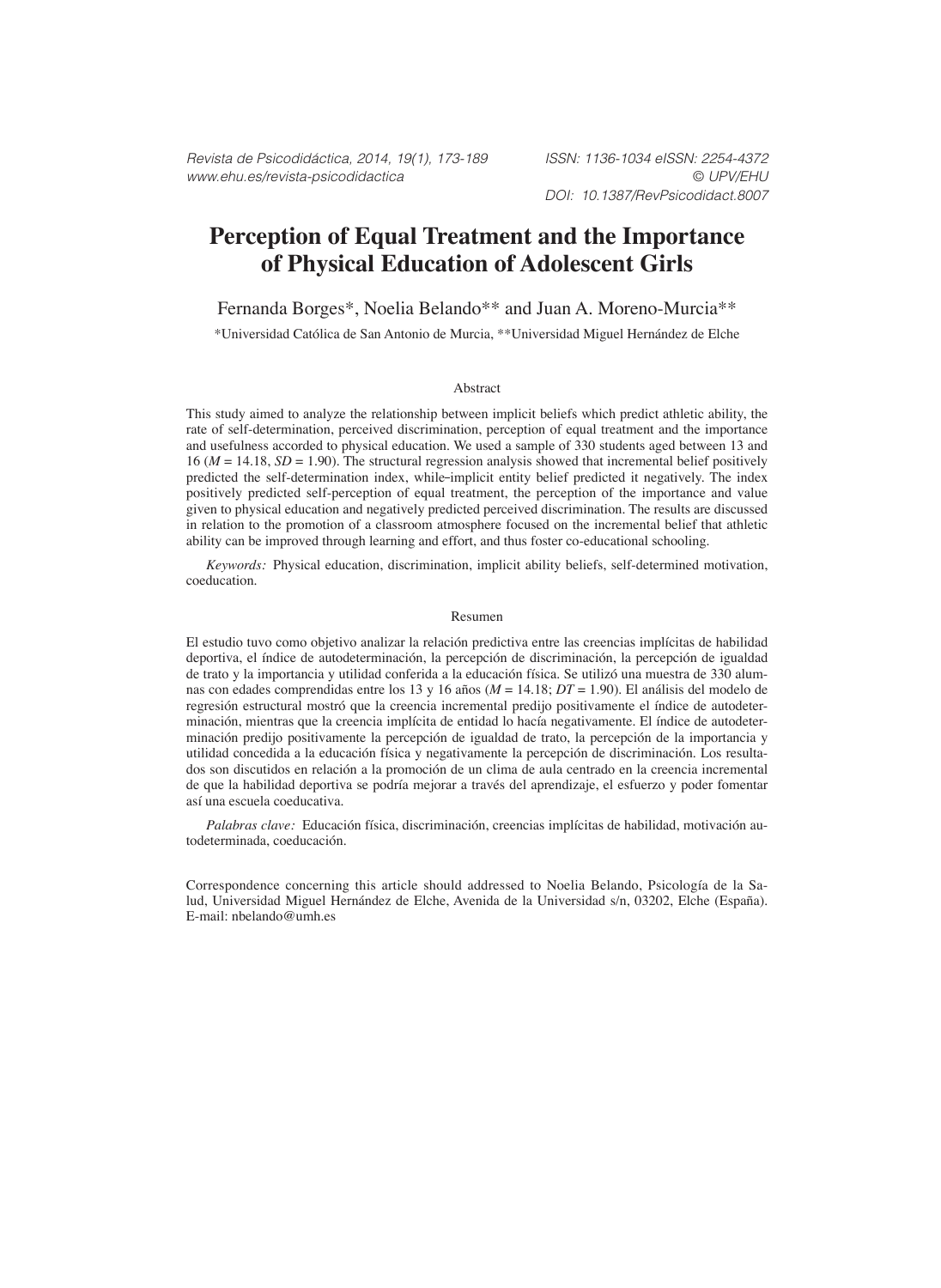# Perception of Equal Treatment and the Importance of Physical Education of Adolescent Girls

Fernanda Borges*, Noelia Belando** and Juan A. Moreno-Murcia**

*Universidad Católica de San Antonio de Murcia, **Universidad Miguel Hernández de Elche

## Abstract

This study aimed to analyze the relationship between implicit beliefs which predict athletic ability, the rate of self-determination, perceived discrimination, perception of equal treatment and the importance and usefulness accorded to physical education. We used a sample of 330 students aged between 13 and 16 (*M* = 14.18, *SD* = 1.90). The structural regression analysis showed that incremental belief positively predicted the self-determination index, while–implicit entity belief predicted it negatively. The index positively predicted self-perception of equal treatment, the perception of the importance and value given to physical education and negatively predicted perceived discrimination. The results are discussed in relation to the promotion of a classroom atmosphere focused on the incremental belief that athletic ability can be improved through learning and effort, and thus foster co-educational schooling.

*Keywords:* Physical education, discrimination, implicit ability beliefs, self-determined motivation, coeducation.

## Resumen

El estudio tuvo como objetivo analizar la relación predictiva entre las creencias implícitas de habilidad deportiva, el índice de autodeterminación, la percepción de discriminación, la percepción de igualdad de trato y la importancia y utilidad conferida a la educación física. Se utilizó una muestra de 330 alumnas con edades comprendidas entre los 13 y 16 años (*M* = 14.18; *DT* = 1.90). El análisis del modelo de regresión estructural mostró que la creencia incremental predijo positivamente el índice de autodeterminación, mientras que la creencia implícita de entidad lo hacía negativamente. El índice de autodeterminación predijo positivamente la percepción de igualdad de trato, la percepción de la importancia y utilidad concedida a la educación física y negativamente la percepción de discriminación. Los resultados son discutidos en relación a la promoción de un clima de aula centrado en la creencia incremental de que la habilidad deportiva se podría mejorar a través del aprendizaje, el esfuerzo y poder fomentar así una escuela coeducativa.

*Palabras clave:* Educación física, discriminación, creencias implícitas de habilidad, motivación autodeterminada, coeducación.

Correspondence concerning this article should addressed to Noelia Belando, Psicología de la Salud, Universidad Miguel Hernández de Elche, Avenida de la Universidad s/n, 03202, Elche (España). E-mail: nbelando@umh.es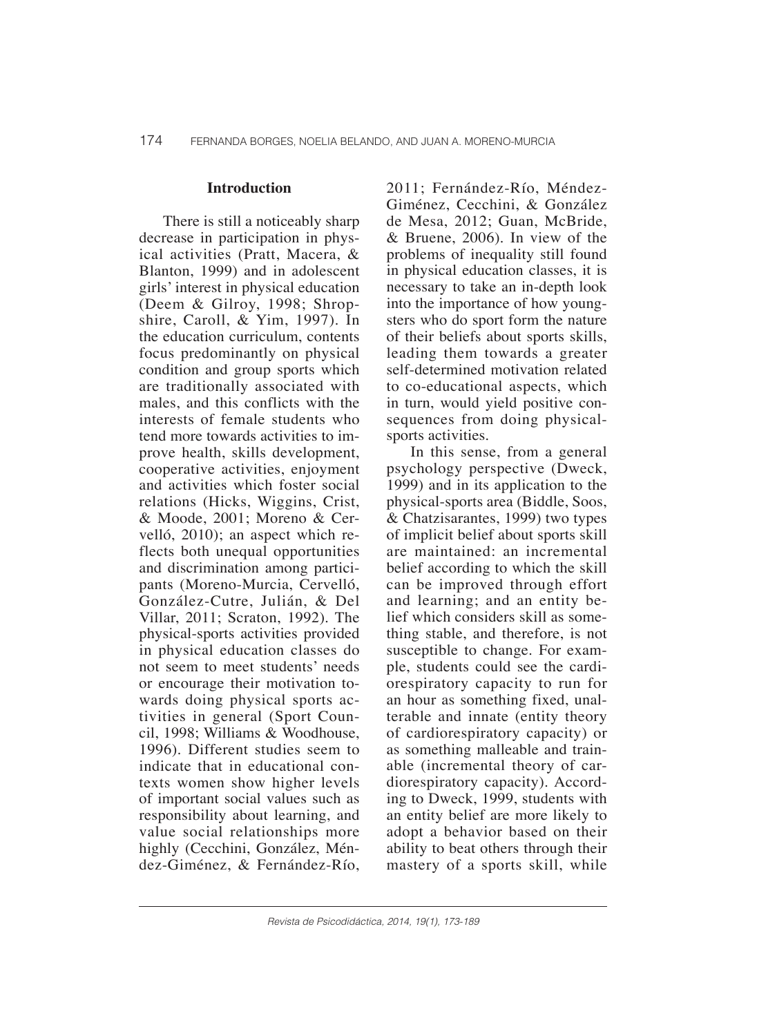## Introduction

There is still a noticeably sharp decrease in participation in physical activities (Pratt, Macera, & Blanton, 1999) and in adolescent girls' interest in physical education (Deem & Gilroy, 1998; Shropshire, Caroll, & Yim, 1997). In the education curriculum, contents focus predominantly on physical condition and group sports which are traditionally associated with males, and this conflicts with the interests of female students who tend more towards activities to improve health, skills development, cooperative activities, enjoyment and activities which foster social relations (Hicks, Wiggins, Crist, & Moode, 2001; Moreno & Cervelló, 2010); an aspect which reflects both unequal opportunities and discrimination among participants (Moreno-Murcia, Cervelló, González-Cutre, Julián, & Del Villar, 2011; Scraton, 1992). The physical-sports activities provided in physical education classes do not seem to meet students' needs or encourage their motivation towards doing physical sports activities in general (Sport Council, 1998; Williams & Woodhouse, 1996). Different studies seem to indicate that in educational contexts women show higher levels of important social values such as responsibility about learning, and value social relationships more highly (Cecchini, González, Méndez-Giménez, & Fernández-Río, 2011; Fernández-Río, Méndez-Giménez, Cecchini, & González de Mesa, 2012; Guan, McBride, & Bruene, 2006). In view of the problems of inequality still found in physical education classes, it is necessary to take an in-depth look into the importance of how youngsters who do sport form the nature of their beliefs about sports skills, leading them towards a greater self-determined motivation related to co-educational aspects, which in turn, would yield positive consequences from doing physical-sports activities.

In this sense, from a general psychology perspective (Dweck, 1999) and in its application to the physical-sports area (Biddle, Soos, & Chatzisarantes, 1999) two types of implicit belief about sports skill are maintained: an incremental belief according to which the skill can be improved through effort and learning; and an entity belief which considers skill as something stable, and therefore, is not susceptible to change. For example, students could see the cardiorespiratory capacity to run for an hour as something fixed, unalterable and innate (entity theory of cardiorespiratory capacity) or as something malleable and trainable (incremental theory of cardiorespiratory capacity). According to Dweck, 1999, students with an entity belief are more likely to adopt a behavior based on their ability to beat others through their mastery of a sports skill, while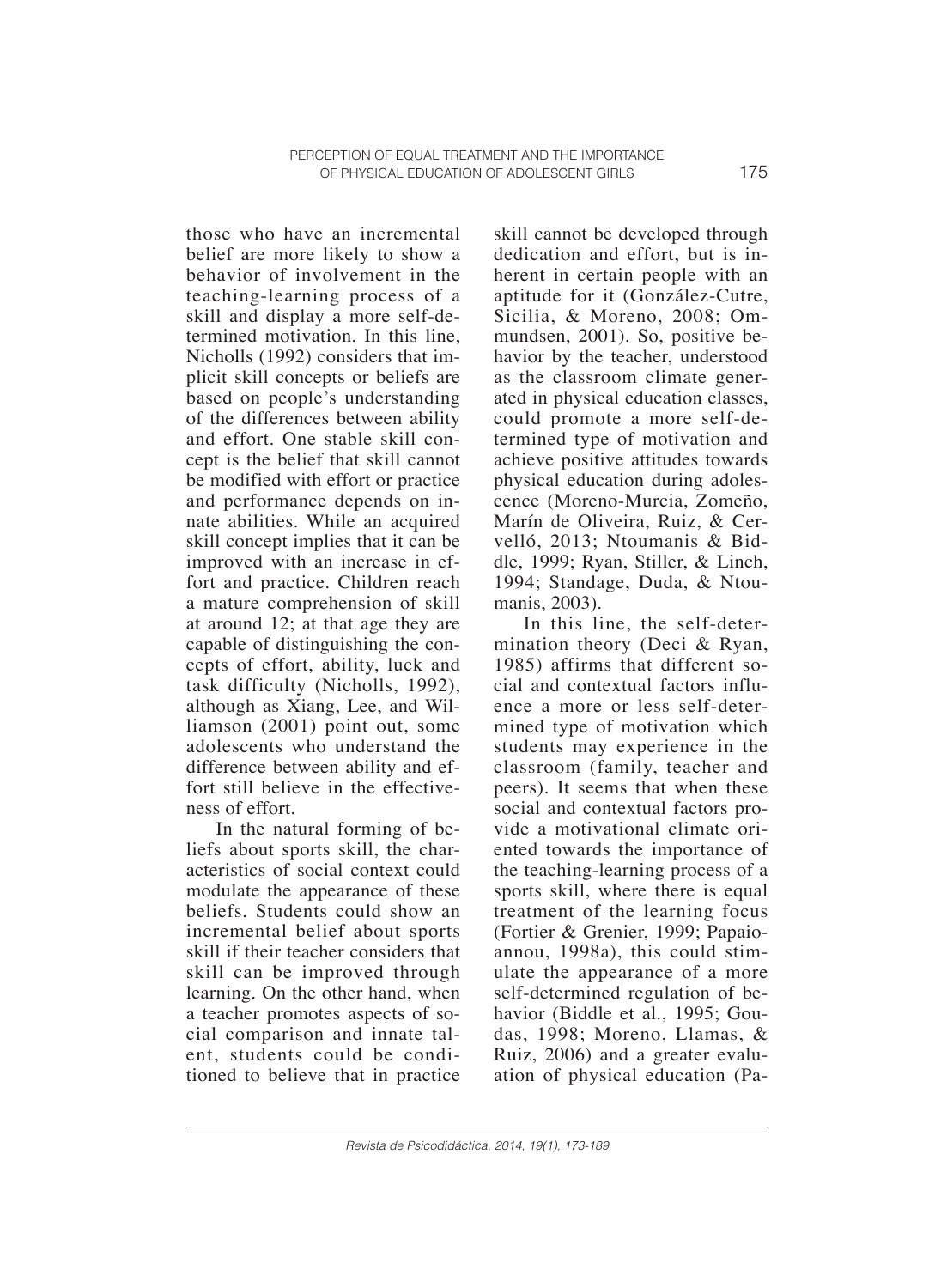those who have an incremental belief are more likely to show a behavior of involvement in the teaching-learning process of a skill and display a more self-determined motivation. In this line, Nicholls (1992) considers that implicit skill concepts or beliefs are based on people's understanding of the differences between ability and effort. One stable skill concept is the belief that skill cannot be modified with effort or practice and performance depends on innate abilities. While an acquired skill concept implies that it can be improved with an increase in effort and practice. Children reach a mature comprehension of skill at around 12; at that age they are capable of distinguishing the concepts of effort, ability, luck and task difficulty (Nicholls, 1992), although as Xiang, Lee, and Williamson (2001) point out, some adolescents who understand the difference between ability and effort still believe in the effectiveness of effort.

In the natural forming of beliefs about sports skill, the characteristics of social context could modulate the appearance of these beliefs. Students could show an incremental belief about sports skill if their teacher considers that skill can be improved through learning. On the other hand, when a teacher promotes aspects of social comparison and innate talent, students could be conditioned to believe that in practice skill cannot be developed through dedication and effort, but is inherent in certain people with an aptitude for it (González-Cutre, Sicilia, & Moreno, 2008; Ommundsen, 2001). So, positive behavior by the teacher, understood as the classroom climate generated in physical education classes, could promote a more self-determined type of motivation and achieve positive attitudes towards physical education during adolescence (Moreno-Murcia, Zomeño, Marín de Oliveira, Ruiz, & Cervelló, 2013; Ntoumanis & Biddle, 1999; Ryan, Stiller, & Linch, 1994; Standage, Duda, & Ntoumanis, 2003).

In this line, the self-determination theory (Deci & Ryan, 1985) affirms that different social and contextual factors influence a more or less self-determined type of motivation which students may experience in the classroom (family, teacher and peers). It seems that when these social and contextual factors provide a motivational climate oriented towards the importance of the teaching-learning process of a sports skill, where there is equal treatment of the learning focus (Fortier & Grenier, 1999; Papaioannou, 1998a), this could stimulate the appearance of a more self-determined regulation of behavior (Biddle et al., 1995; Goudas, 1998; Moreno, Llamas, & Ruiz, 2006) and a greater evaluation of physical education (Pa-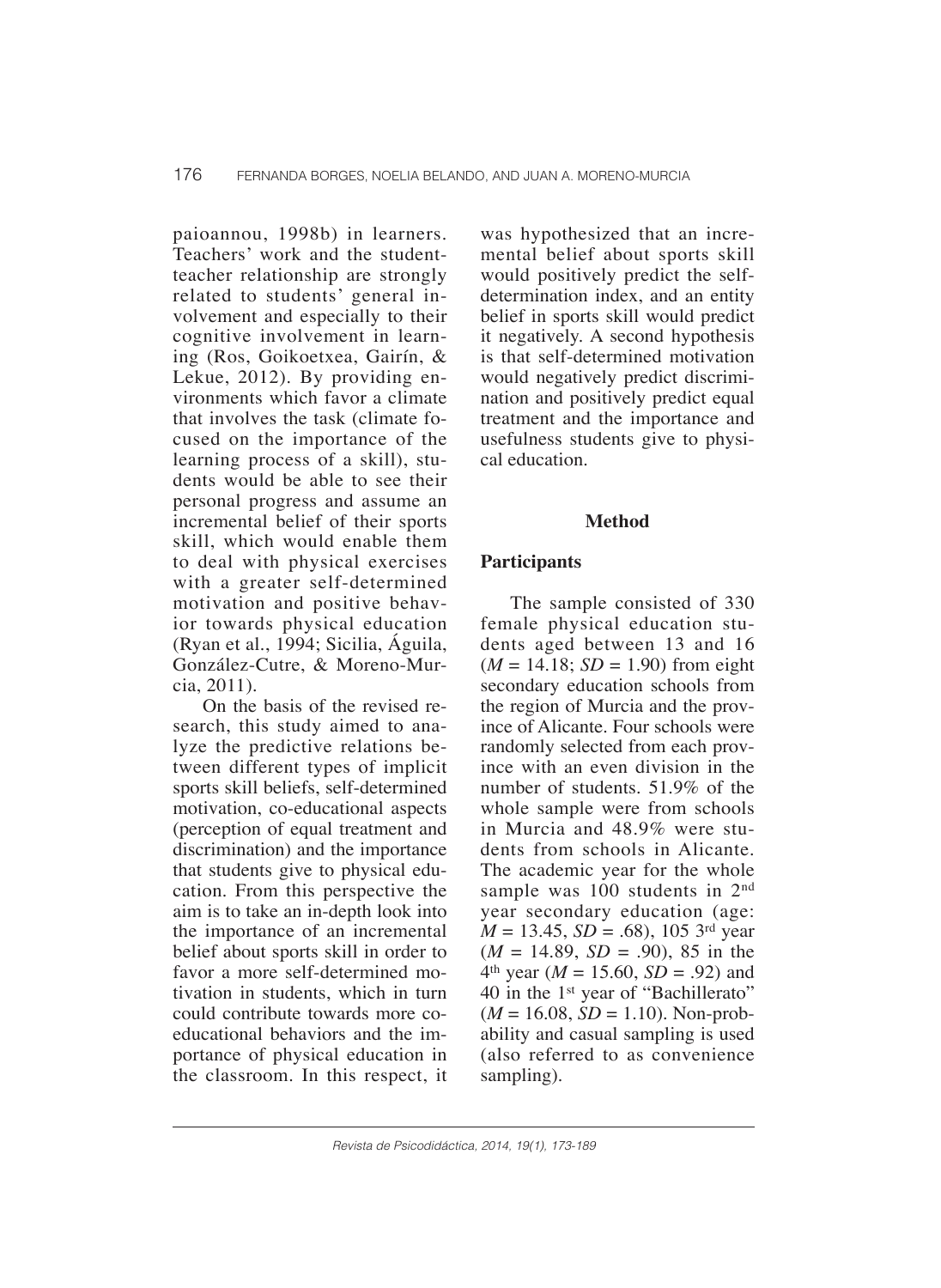paioannou, 1998b) in learners. Teachers' work and the student-teacher relationship are strongly related to students' general involvement and especially to their cognitive involvement in learning (Ros, Goikoetxea, Gairín, & Lekue, 2012). By providing environments which favor a climate that involves the task (climate focused on the importance of the learning process of a skill), students would be able to see their personal progress and assume an incremental belief of their sports skill, which would enable them to deal with physical exercises with a greater self-determined motivation and positive behavior towards physical education (Ryan et al., 1994; Sicilia, Águila, González-Cutre, & Moreno-Murcia, 2011).

On the basis of the revised research, this study aimed to analyze the predictive relations between different types of implicit sports skill beliefs, self-determined motivation, co-educational aspects (perception of equal treatment and discrimination) and the importance that students give to physical education. From this perspective the aim is to take an in-depth look into the importance of an incremental belief about sports skill in order to favor a more self-determined motivation in students, which in turn could contribute towards more co-educational behaviors and the importance of physical education in the classroom. In this respect, it was hypothesized that an incremental belief about sports skill would positively predict the self-determination index, and an entity belief in sports skill would predict it negatively. A second hypothesis is that self-determined motivation would negatively predict discrimination and positively predict equal treatment and the importance and usefulness students give to physical education.

## Method

### Participants

The sample consisted of 330 female physical education students aged between 13 and 16 ($M = 14.18$; $SD = 1.90$) from eight secondary education schools from the region of Murcia and the province of Alicante. Four schools were randomly selected from each province with an even division in the number of students. 51.9% of the whole sample were from schools in Murcia and 48.9% were students from schools in Alicante. The academic year for the whole sample was 100 students in 2nd year secondary education (age: $M = 13.45$, $SD = .68$), 105 3rd year ($M = 14.89$, $SD = .90$), 85 in the 4th year ($M = 15.60$, $SD = .92$) and 40 in the 1st year of "Bachillerato" ($M = 16.08$, $SD = 1.10$). Non-probability and casual sampling is used (also referred to as convenience sampling).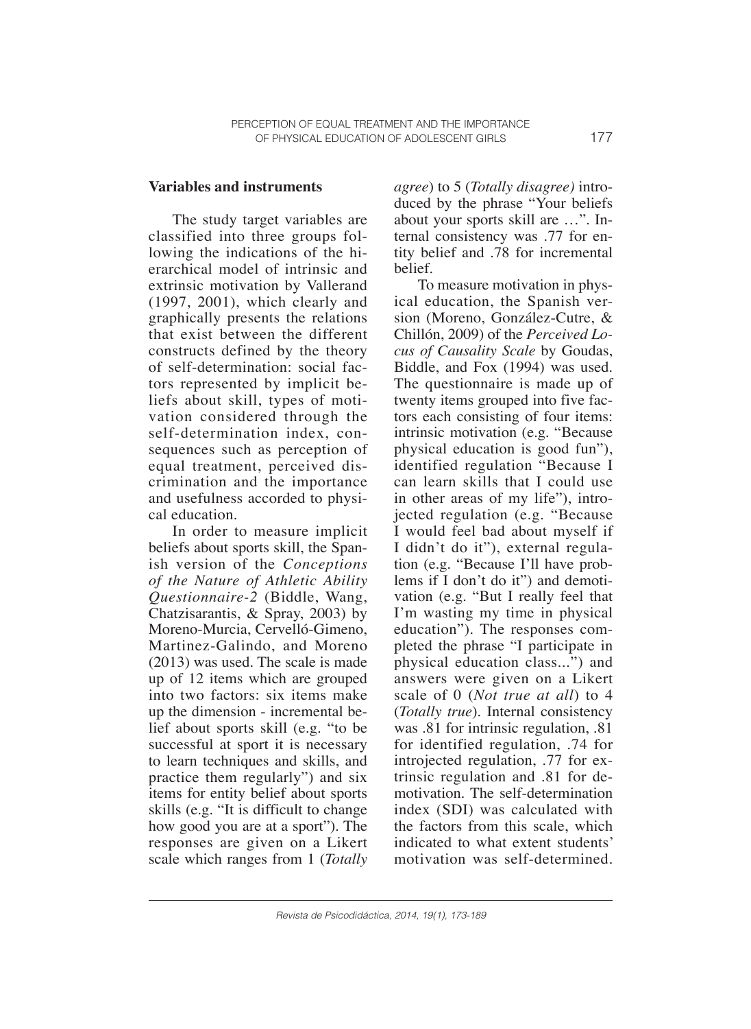## Variables and instruments

The study target variables are classified into three groups following the indications of the hierarchical model of intrinsic and extrinsic motivation by Vallerand (1997, 2001), which clearly and graphically presents the relations that exist between the different constructs defined by the theory of self-determination: social factors represented by implicit beliefs about skill, types of motivation considered through the self-determination index, consequences such as perception of equal treatment, perceived discrimination and the importance and usefulness accorded to physical education.

In order to measure implicit beliefs about sports skill, the Spanish version of the *Conceptions of the Nature of Athletic Ability Questionnaire-2* (Biddle, Wang, Chatzisarantis, & Spray, 2003) by Moreno-Murcia, Cervelló-Gimeno, Martinez-Galindo, and Moreno (2013) was used. The scale is made up of 12 items which are grouped into two factors: six items make up the dimension - incremental belief about sports skill (e.g. "to be successful at sport it is necessary to learn techniques and skills, and practice them regularly") and six items for entity belief about sports skills (e.g. "It is difficult to change how good you are at a sport"). The responses are given on a Likert scale which ranges from 1 (*Totally agree*) to 5 (*Totally disagree)* introduced by the phrase "Your beliefs about your sports skill are …". Internal consistency was .77 for entity belief and .78 for incremental belief.

To measure motivation in physical education, the Spanish version (Moreno, González-Cutre, & Chillón, 2009) of the *Perceived Locus of Causality Scale* by Goudas, Biddle, and Fox (1994) was used. The questionnaire is made up of twenty items grouped into five factors each consisting of four items: intrinsic motivation (e.g. "Because physical education is good fun"), identified regulation "Because I can learn skills that I could use in other areas of my life"), introjected regulation (e.g. "Because I would feel bad about myself if I didn't do it"), external regulation (e.g. "Because I'll have problems if I don't do it") and demotivation (e.g. "But I really feel that I'm wasting my time in physical education"). The responses completed the phrase "I participate in physical education class...") and answers were given on a Likert scale of 0 (*Not true at all*) to 4 (*Totally true*). Internal consistency was .81 for intrinsic regulation, .81 for identified regulation, .74 for introjected regulation, .77 for extrinsic regulation and .81 for demotivation. The self-determination index (SDI) was calculated with the factors from this scale, which indicated to what extent students' motivation was self-determined.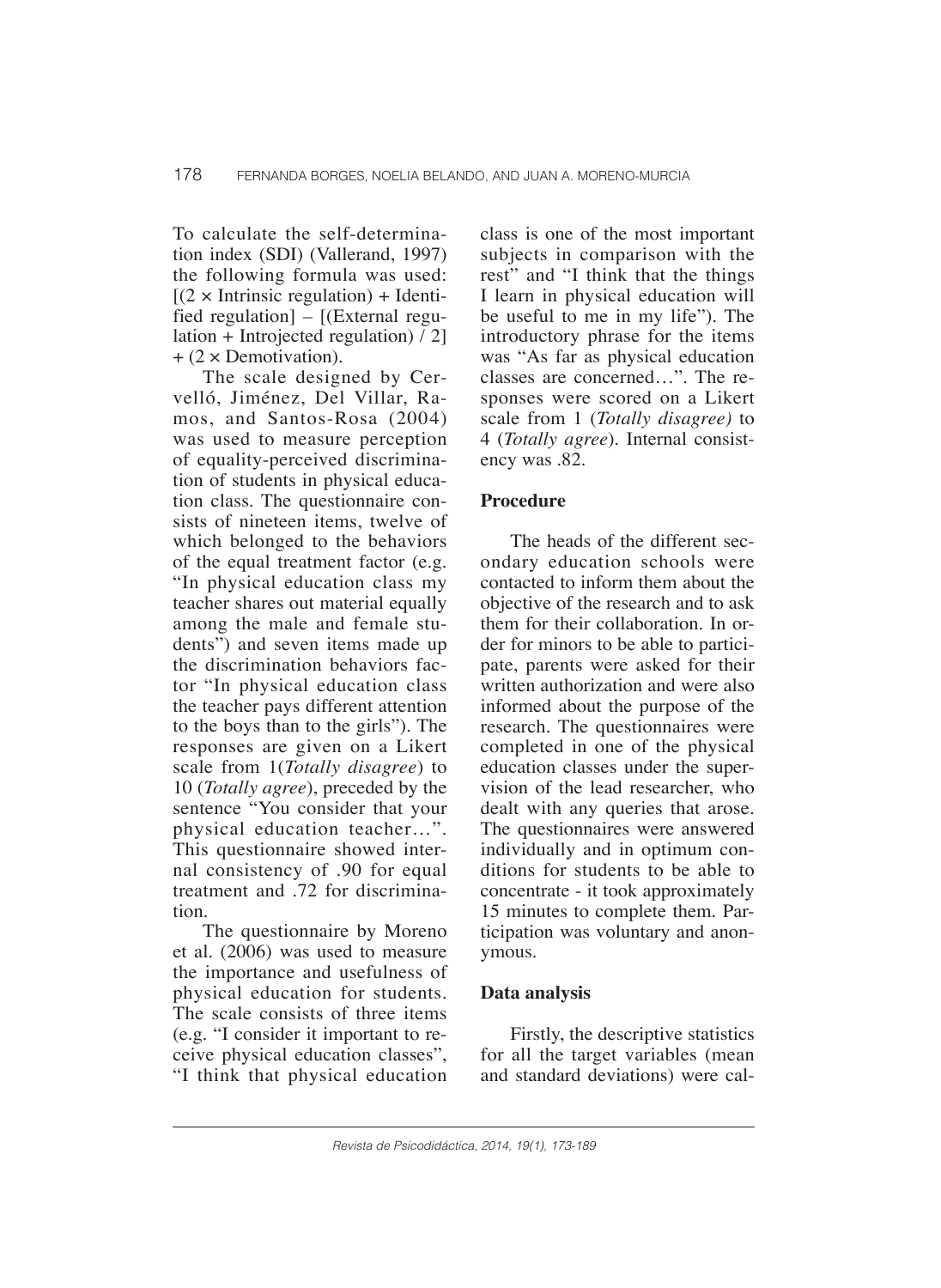To calculate the self-determination index (SDI) (Vallerand, 1997) the following formula was used: $[(2 \times \text{Intrinsic regulation}) + \text{Identified regulation}] - [(\text{External regulation} + \text{Introjected regulation}) / 2] + (2 \times \text{Demotivation})$.

The scale designed by Cervelló, Jiménez, Del Villar, Ramos, and Santos-Rosa (2004) was used to measure perception of equality-perceived discrimination of students in physical education class. The questionnaire consists of nineteen items, twelve of which belonged to the behaviors of the equal treatment factor (e.g. "In physical education class my teacher shares out material equally among the male and female students") and seven items made up the discrimination behaviors factor "In physical education class the teacher pays different attention to the boys than to the girls"). The responses are given on a Likert scale from 1(*Totally disagree*) to 10 (*Totally agree*), preceded by the sentence "You consider that your physical education teacher…". This questionnaire showed internal consistency of .90 for equal treatment and .72 for discrimination.

The questionnaire by Moreno et al. (2006) was used to measure the importance and usefulness of physical education for students. The scale consists of three items (e.g. "I consider it important to receive physical education classes", "I think that physical education class is one of the most important subjects in comparison with the rest" and "I think that the things I learn in physical education will be useful to me in my life"). The introductory phrase for the items was "As far as physical education classes are concerned…". The responses were scored on a Likert scale from 1 (*Totally disagree)* to 4 (*Totally agree*). Internal consistency was .82.

## Procedure

The heads of the different secondary education schools were contacted to inform them about the objective of the research and to ask them for their collaboration. In order for minors to be able to participate, parents were asked for their written authorization and were also informed about the purpose of the research. The questionnaires were completed in one of the physical education classes under the supervision of the lead researcher, who dealt with any queries that arose. The questionnaires were answered individually and in optimum conditions for students to be able to concentrate - it took approximately 15 minutes to complete them. Participation was voluntary and anonymous.

## Data analysis

Firstly, the descriptive statistics for all the target variables (mean and standard deviations) were cal-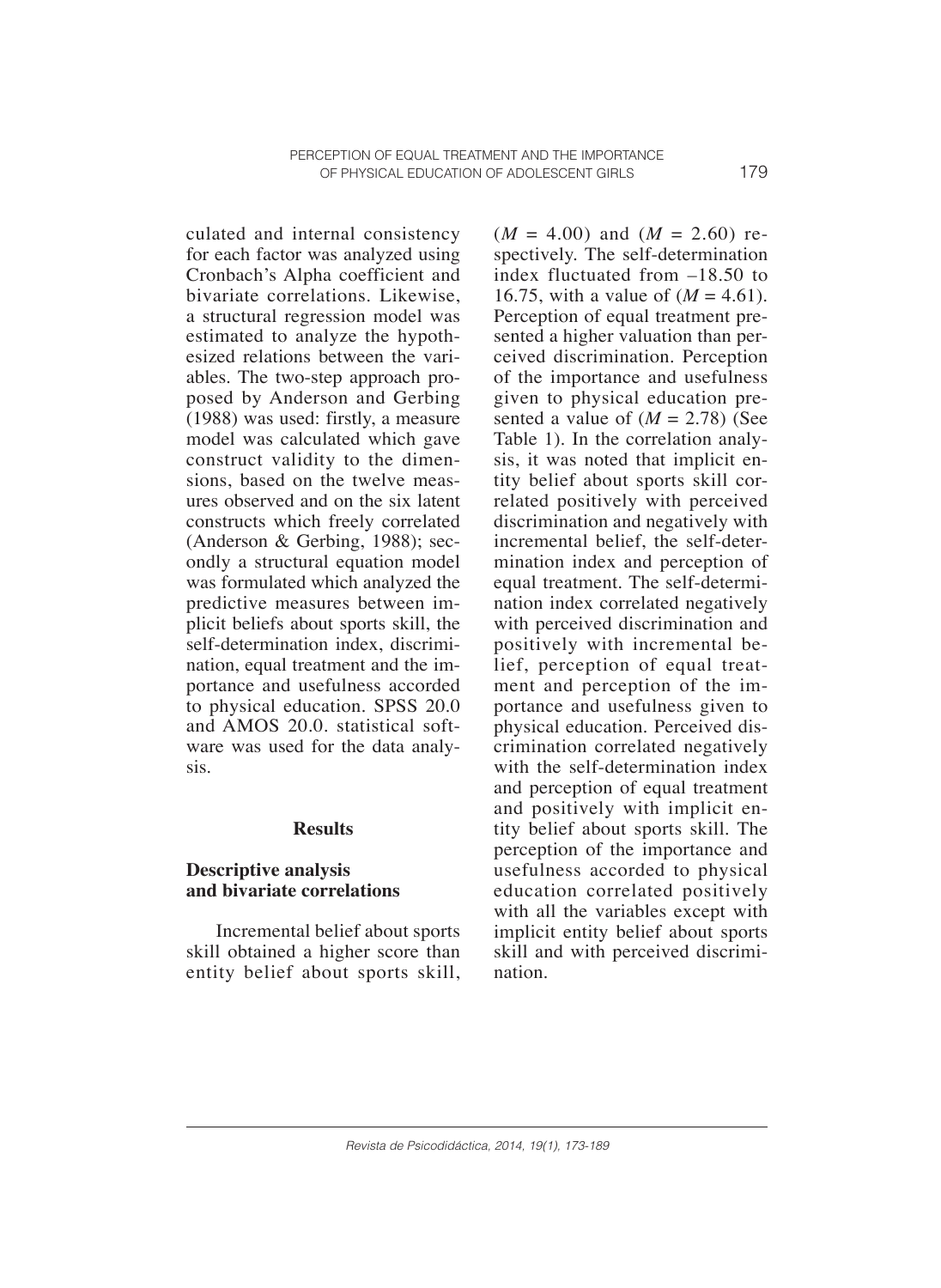culated and internal consistency for each factor was analyzed using Cronbach's Alpha coefficient and bivariate correlations. Likewise, a structural regression model was estimated to analyze the hypothesized relations between the variables. The two-step approach proposed by Anderson and Gerbing (1988) was used: firstly, a measure model was calculated which gave construct validity to the dimensions, based on the twelve measures observed and on the six latent constructs which freely correlated (Anderson & Gerbing, 1988); secondly a structural equation model was formulated which analyzed the predictive measures between implicit beliefs about sports skill, the self-determination index, discrimination, equal treatment and the importance and usefulness accorded to physical education. SPSS 20.0 and AMOS 20.0. statistical software was used for the data analysis.

## Results

### Descriptive analysis and bivariate correlations

Incremental belief about sports skill obtained a higher score than entity belief about sports skill, ($M$ = 4.00) and ($M$ = 2.60) respectively. The self-determination index fluctuated from –18.50 to 16.75, with a value of ($M$ = 4.61). Perception of equal treatment presented a higher valuation than perceived discrimination. Perception of the importance and usefulness given to physical education presented a value of ($M$ = 2.78) (See Table 1). In the correlation analysis, it was noted that implicit entity belief about sports skill correlated positively with perceived discrimination and negatively with incremental belief, the self-determination index and perception of equal treatment. The self-determination index correlated negatively with perceived discrimination and positively with incremental belief, perception of equal treatment and perception of the importance and usefulness given to physical education. Perceived discrimination correlated negatively with the self-determination index and perception of equal treatment and positively with implicit entity belief about sports skill. The perception of the importance and usefulness accorded to physical education correlated positively with all the variables except with implicit entity belief about sports skill and with perceived discrimination.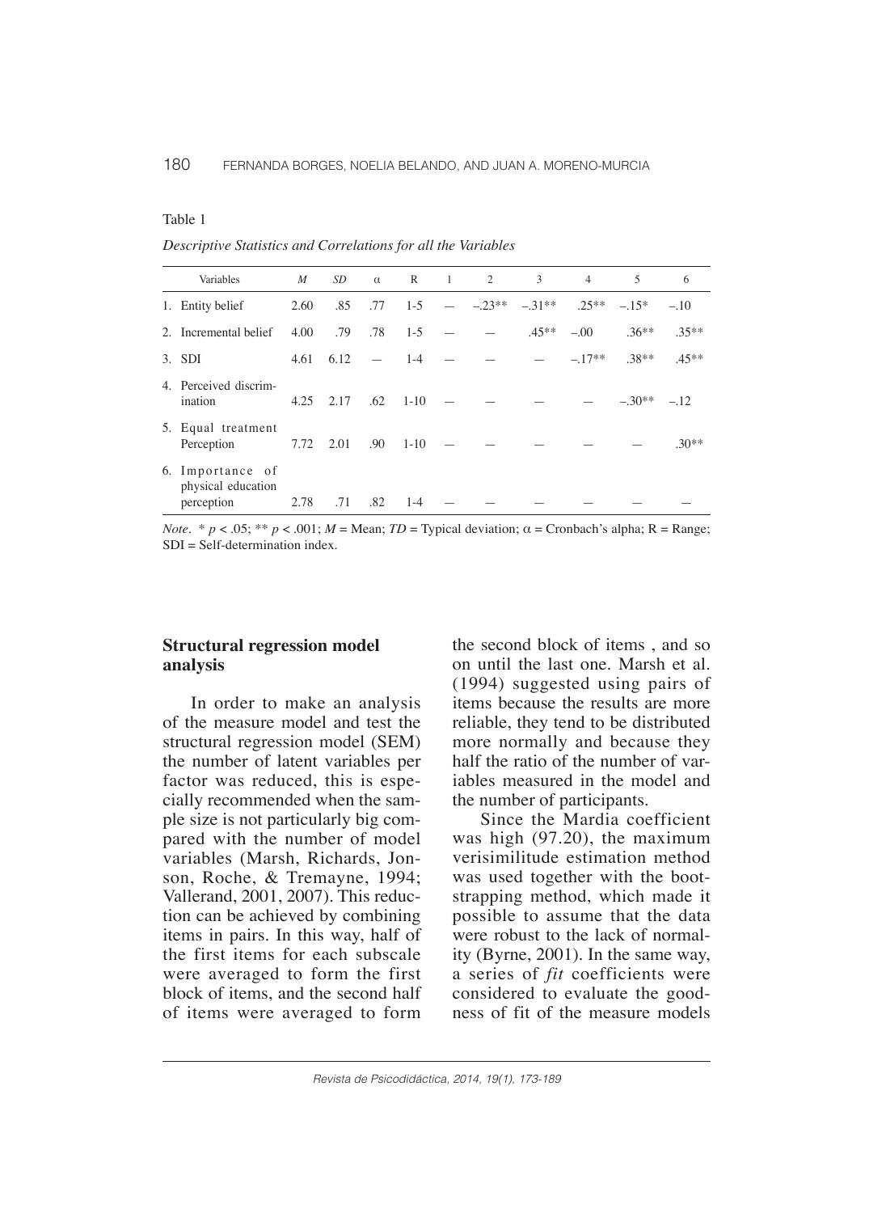Table 1

*Descriptive Statistics and Correlations for all the Variables*

| Variables | *M* | *SD* | α | R | 1 | 2 | 3 | 4 | 5 | 6 |
|---|---|---|---|---|---|---|---|---|---|---|
| 1. Entity belief | 2.60 | .85 | .77 | 1-5 | — | –.23** | –.31** | .25** | –.15* | –.10 |
| 2. Incremental belief | 4.00 | .79 | .78 | 1-5 | — | — | .45** | –.00 | .36** | .35** |
| 3. SDI | 4.61 | 6.12 | — | 1-4 | — | — | — | –.17** | .38** | .45** |
| 4. Perceived discrimination | 4.25 | 2.17 | .62 | 1-10 | — | — | — | — | –.30** | –.12 |
| 5. Equal treatment Perception | 7.72 | 2.01 | .90 | 1-10 | — | — | — | — | — | .30** |
| 6. Importance of physical education perception | 2.78 | .71 | .82 | 1-4 | — | — | — | — | — | — |

*Note*. * $p < .05$; ** $p < .001$; *M* = Mean; *TD* = Typical deviation; α = Cronbach's alpha; R = Range; SDI = Self-determination index.

## Structural regression model analysis

In order to make an analysis of the measure model and test the structural regression model (SEM) the number of latent variables per factor was reduced, this is especially recommended when the sample size is not particularly big compared with the number of model variables (Marsh, Richards, Jonson, Roche, & Tremayne, 1994; Vallerand, 2001, 2007). This reduction can be achieved by combining items in pairs. In this way, half of the first items for each subscale were averaged to form the first block of items, and the second half of items were averaged to form the second block of items , and so on until the last one. Marsh et al. (1994) suggested using pairs of items because the results are more reliable, they tend to be distributed more normally and because they half the ratio of the number of variables measured in the model and the number of participants.

Since the Mardia coefficient was high (97.20), the maximum verisimilitude estimation method was used together with the bootstrapping method, which made it possible to assume that the data were robust to the lack of normality (Byrne, 2001). In the same way, a series of *fit* coefficients were considered to evaluate the goodness of fit of the measure models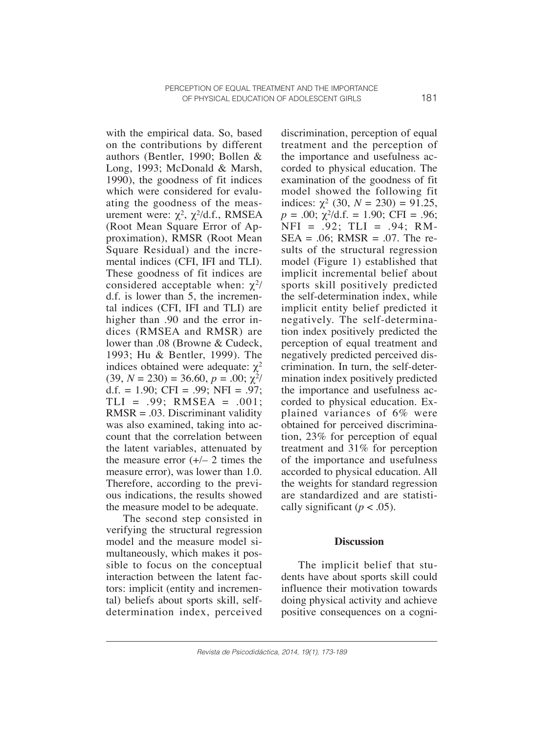with the empirical data. So, based on the contributions by different authors (Bentler, 1990; Bollen & Long, 1993; McDonald & Marsh, 1990), the goodness of fit indices which were considered for evaluating the goodness of the measurement were: $\chi^2$, $\chi^2$/d.f., RMSEA (Root Mean Square Error of Approximation), RMSR (Root Mean Square Residual) and the incremental indices (CFI, IFI and TLI). These goodness of fit indices are considered acceptable when: $\chi^2$/d.f. is lower than 5, the incremental indices (CFI, IFI and TLI) are higher than .90 and the error indices (RMSEA and RMSR) are lower than .08 (Browne & Cudeck, 1993; Hu & Bentler, 1999). The indices obtained were adequate: $\chi^2$ (39, $N$ = 230) = 36.60, $p$ = .00; $\chi^2$/d.f. = 1.90; CFI = .99; NFI = .97; TLI = .99; RMSEA = .001; RMSR = .03. Discriminant validity was also examined, taking into account that the correlation between the latent variables, attenuated by the measure error (+/– 2 times the measure error), was lower than 1.0. Therefore, according to the previous indications, the results showed the measure model to be adequate.

The second step consisted in verifying the structural regression model and the measure model simultaneously, which makes it possible to focus on the conceptual interaction between the latent factors: implicit (entity and incremental) beliefs about sports skill, self-determination index, perceived discrimination, perception of equal treatment and the perception of the importance and usefulness accorded to physical education. The examination of the goodness of fit model showed the following fit indices: $\chi^2$ (30, $N$ = 230) = 91.25, $p$ = .00; $\chi^2$/d.f. = 1.90; CFI = .96; NFI = .92; TLI = .94; RMSEA = .06; RMSR = .07. The results of the structural regression model (Figure 1) established that implicit incremental belief about sports skill positively predicted the self-determination index, while implicit entity belief predicted it negatively. The self-determination index positively predicted the perception of equal treatment and negatively predicted perceived discrimination. In turn, the self-determination index positively predicted the importance and usefulness accorded to physical education. Explained variances of 6% were obtained for perceived discrimination, 23% for perception of equal treatment and 31% for perception of the importance and usefulness accorded to physical education. All the weights for standard regression are standardized and are statistically significant ($p$ < .05).

## Discussion

The implicit belief that students have about sports skill could influence their motivation towards doing physical activity and achieve positive consequences on a cogni-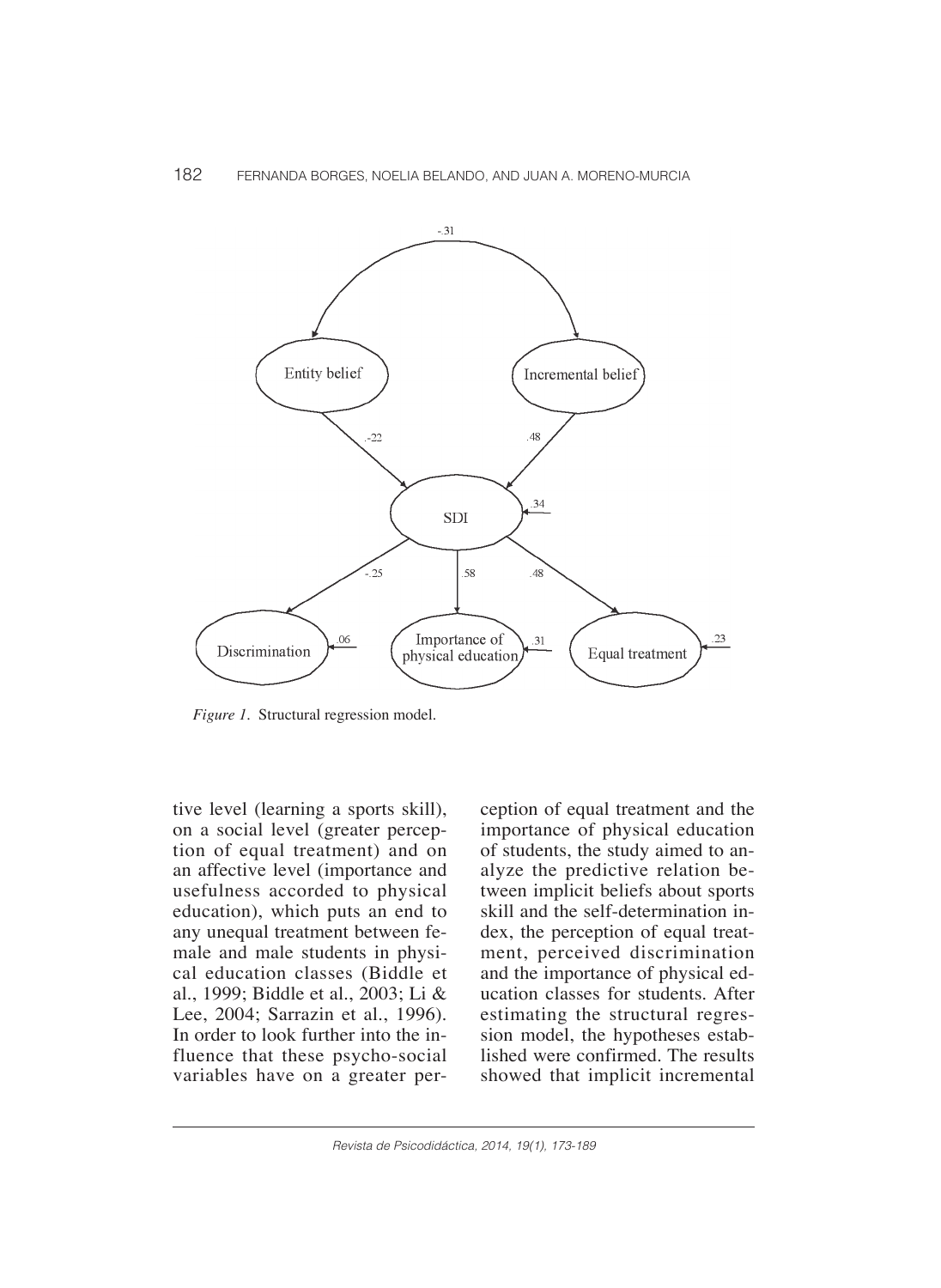*Figure 1*. Structural regression model.

tive level (learning a sports skill), on a social level (greater perception of equal treatment) and on an affective level (importance and usefulness accorded to physical education), which puts an end to any unequal treatment between female and male students in physical education classes (Biddle et al., 1999; Biddle et al., 2003; Li & Lee, 2004; Sarrazin et al., 1996). In order to look further into the influence that these psycho-social variables have on a greater perception of equal treatment and the importance of physical education of students, the study aimed to analyze the predictive relation between implicit beliefs about sports skill and the self-determination index, the perception of equal treatment, perceived discrimination and the importance of physical education classes for students. After estimating the structural regression model, the hypotheses established were confirmed. The results showed that implicit incremental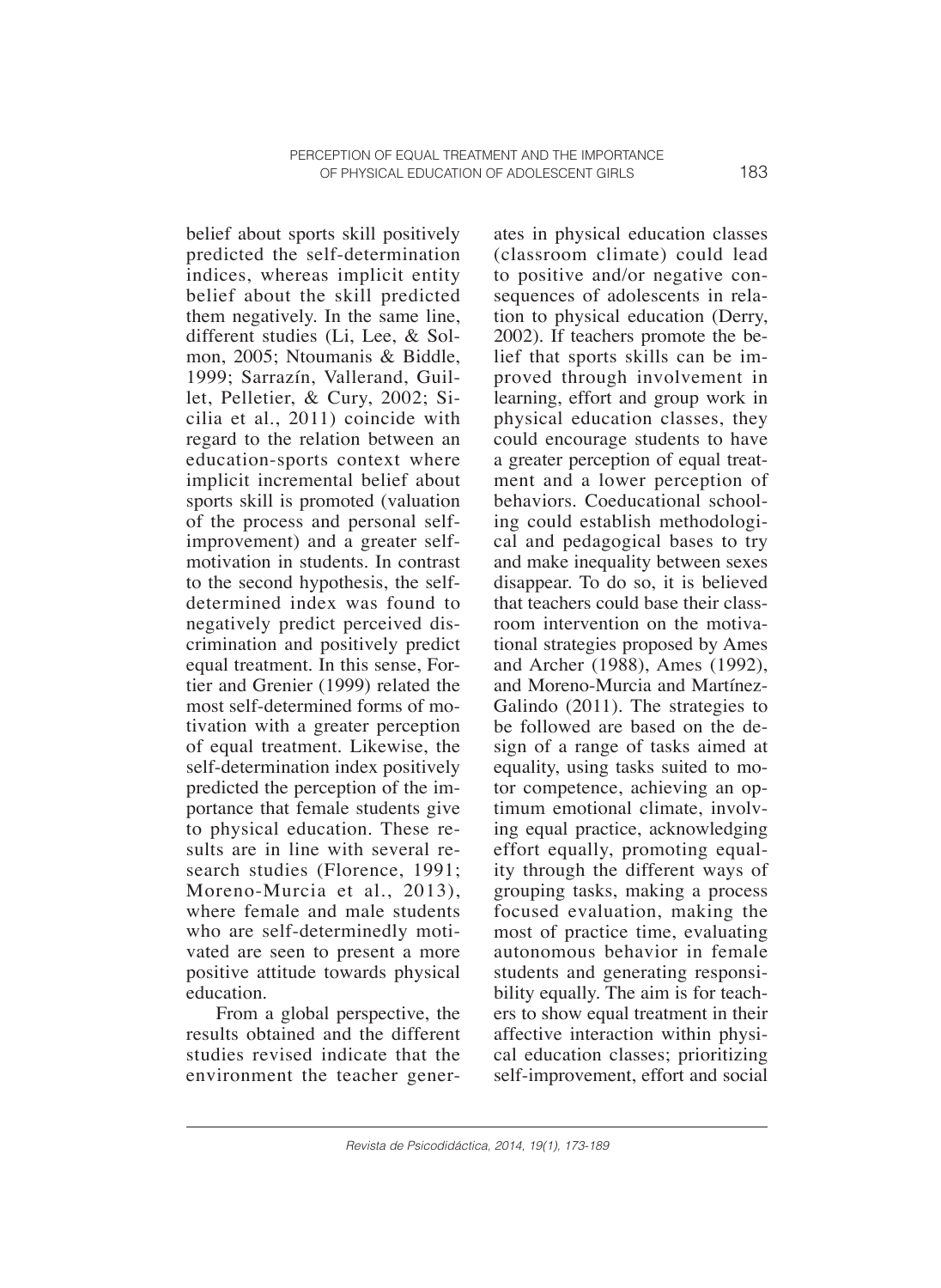belief about sports skill positively predicted the self-determination indices, whereas implicit entity belief about the skill predicted them negatively. In the same line, different studies (Li, Lee, & Solmon, 2005; Ntoumanis & Biddle, 1999; Sarrazín, Vallerand, Guillet, Pelletier, & Cury, 2002; Sicilia et al., 2011) coincide with regard to the relation between an education-sports context where implicit incremental belief about sports skill is promoted (valuation of the process and personal self-improvement) and a greater self-motivation in students. In contrast to the second hypothesis, the self-determined index was found to negatively predict perceived discrimination and positively predict equal treatment. In this sense, Fortier and Grenier (1999) related the most self-determined forms of motivation with a greater perception of equal treatment. Likewise, the self-determination index positively predicted the perception of the importance that female students give to physical education. These results are in line with several research studies (Florence, 1991; Moreno-Murcia et al., 2013), where female and male students who are self-determinedly motivated are seen to present a more positive attitude towards physical education.

From a global perspective, the results obtained and the different studies revised indicate that the environment the teacher generates in physical education classes (classroom climate) could lead to positive and/or negative consequences of adolescents in relation to physical education (Derry, 2002). If teachers promote the belief that sports skills can be improved through involvement in learning, effort and group work in physical education classes, they could encourage students to have a greater perception of equal treatment and a lower perception of behaviors. Coeducational schooling could establish methodological and pedagogical bases to try and make inequality between sexes disappear. To do so, it is believed that teachers could base their classroom intervention on the motivational strategies proposed by Ames and Archer (1988), Ames (1992), and Moreno-Murcia and Martínez-Galindo (2011). The strategies to be followed are based on the design of a range of tasks aimed at equality, using tasks suited to motor competence, achieving an optimum emotional climate, involving equal practice, acknowledging effort equally, promoting equality through the different ways of grouping tasks, making a process focused evaluation, making the most of practice time, evaluating autonomous behavior in female students and generating responsibility equally. The aim is for teachers to show equal treatment in their affective interaction within physical education classes; prioritizing self-improvement, effort and social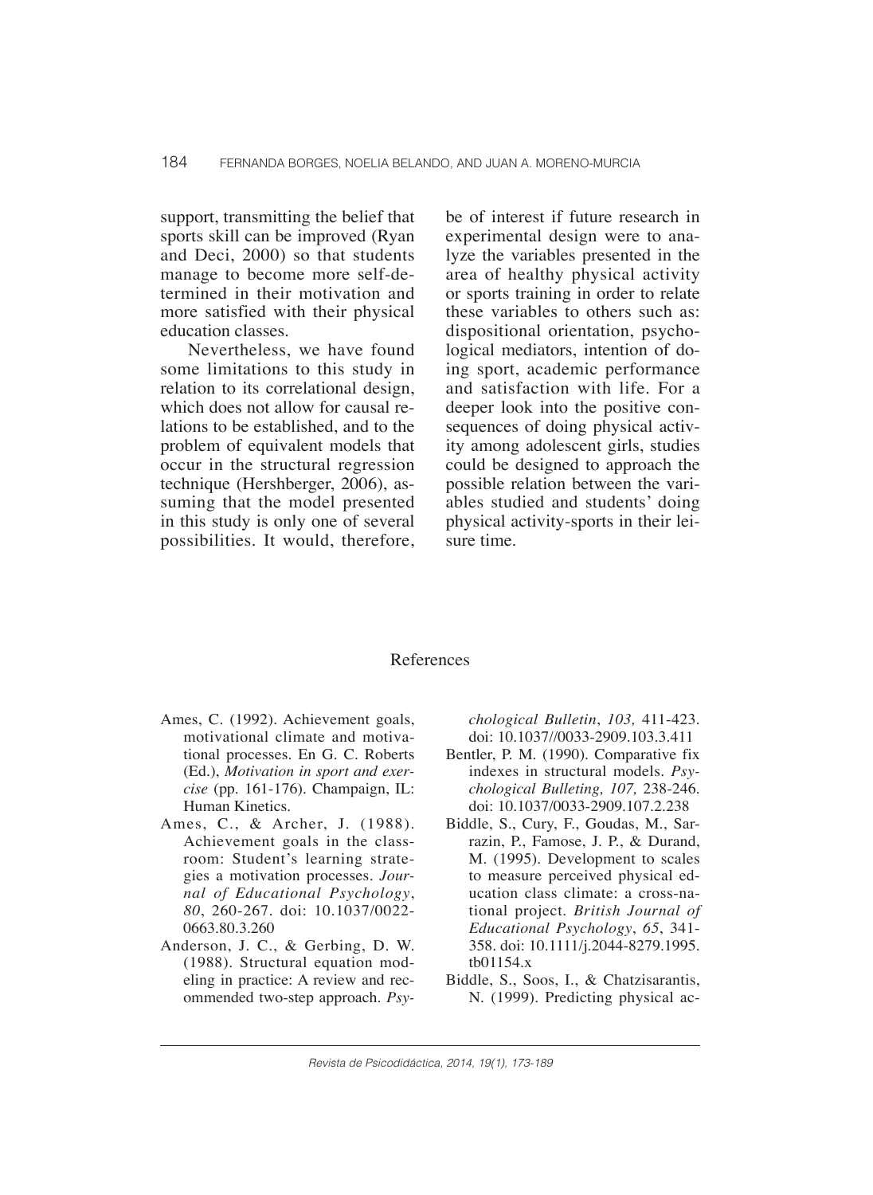support, transmitting the belief that sports skill can be improved (Ryan and Deci, 2000) so that students manage to become more self-determined in their motivation and more satisfied with their physical education classes.

Nevertheless, we have found some limitations to this study in relation to its correlational design, which does not allow for causal relations to be established, and to the problem of equivalent models that occur in the structural regression technique (Hershberger, 2006), assuming that the model presented in this study is only one of several possibilities. It would, therefore, be of interest if future research in experimental design were to analyze the variables presented in the area of healthy physical activity or sports training in order to relate these variables to others such as: dispositional orientation, psychological mediators, intention of doing sport, academic performance and satisfaction with life. For a deeper look into the positive consequences of doing physical activity among adolescent girls, studies could be designed to approach the possible relation between the variables studied and students' doing physical activity-sports in their leisure time.

## References

Ames, C. (1992). Achievement goals, motivational climate and motivational processes. En G. C. Roberts (Ed.), *Motivation in sport and exercise* (pp. 161-176). Champaign, IL: Human Kinetics.

Ames, C., & Archer, J. (1988). Achievement goals in the classroom: Student's learning strategies a motivation processes. *Journal of Educational Psychology*, *80*, 260-267. doi: 10.1037/0022-0663.80.3.260

Anderson, J. C., & Gerbing, D. W. (1988). Structural equation modeling in practice: A review and recommended two-step approach. *Psychological Bulletin*, *103,* 411-423. doi: 10.1037//0033-2909.103.3.411

Bentler, P. M. (1990). Comparative fix indexes in structural models. *Psychological Bulleting, 107,* 238-246. doi: 10.1037/0033-2909.107.2.238

Biddle, S., Cury, F., Goudas, M., Sarrazin, P., Famose, J. P., & Durand, M. (1995). Development to scales to measure perceived physical education class climate: a cross-national project. *British Journal of Educational Psychology*, *65*, 341-358. doi: 10.1111/j.2044-8279.1995.tb01154.x

Biddle, S., Soos, I., & Chatzisarantis, N. (1999). Predicting physical ac-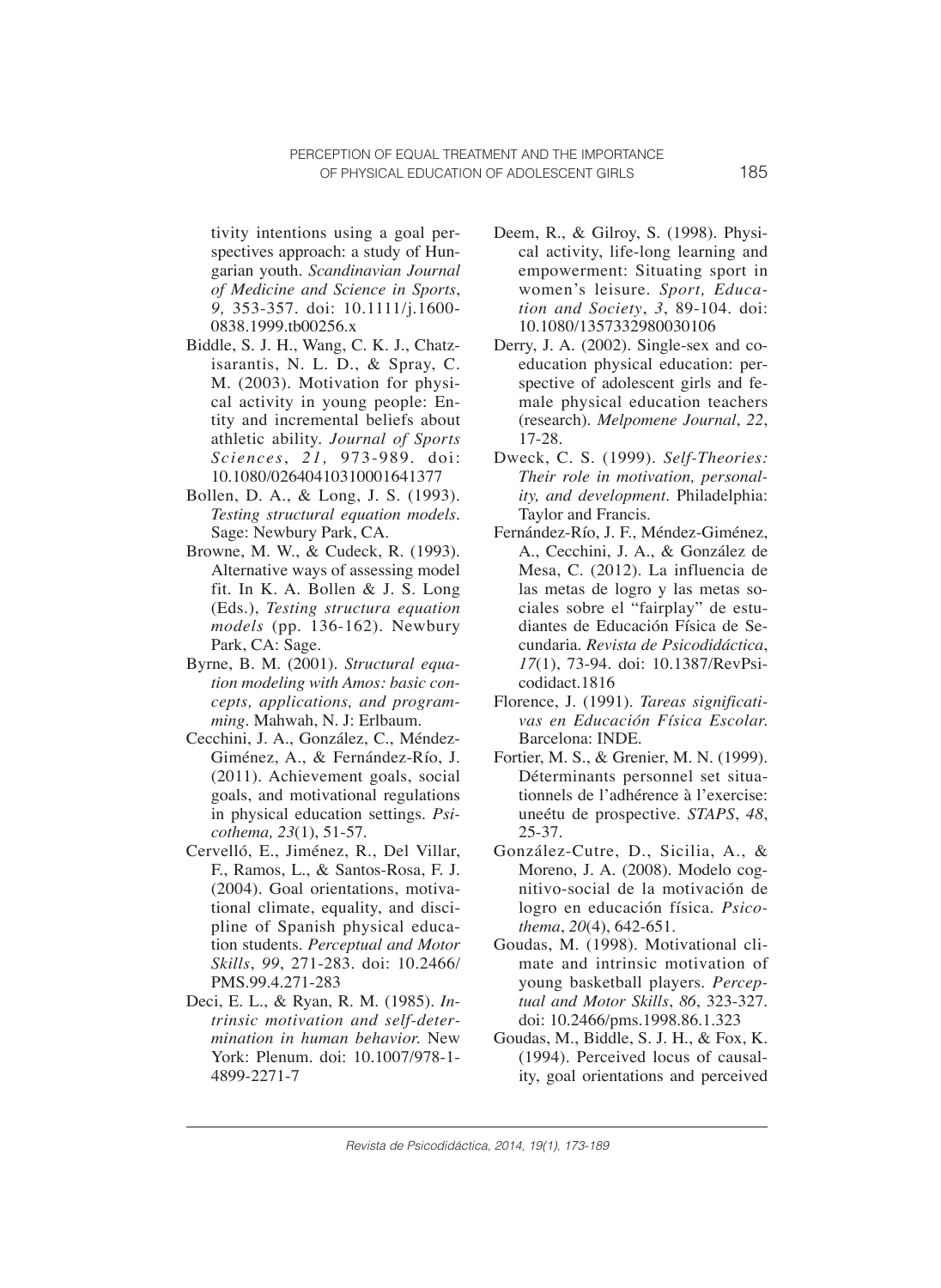tivity intentions using a goal perspectives approach: a study of Hungarian youth. *Scandinavian Journal of Medicine and Science in Sports*, *9,* 353-357. doi: 10.1111/j.1600-0838.1999.tb00256.x

Biddle, S. J. H., Wang, C. K. J., Chatzisarantis, N. L. D., & Spray, C. M. (2003). Motivation for physical activity in young people: Entity and incremental beliefs about athletic ability. *Journal of Sports Sciences*, *21,* 973-989. doi: 10.1080/02640410310001641377

Bollen, D. A., & Long, J. S. (1993). *Testing structural equation models*. Sage: Newbury Park, CA.

Browne, M. W., & Cudeck, R. (1993). Alternative ways of assessing model fit. In K. A. Bollen & J. S. Long (Eds.), *Testing structura equation models* (pp. 136-162). Newbury Park, CA: Sage.

Byrne, B. M. (2001). *Structural equation modeling with Amos: basic concepts, applications, and programming*. Mahwah, N. J: Erlbaum.

Cecchini, J. A., González, C., Méndez-Giménez, A., & Fernández-Río, J. (2011). Achievement goals, social goals, and motivational regulations in physical education settings. *Psicothema, 23*(1), 51-57.

Cervelló, E., Jiménez, R., Del Villar, F., Ramos, L., & Santos-Rosa, F. J. (2004). Goal orientations, motivational climate, equality, and discipline of Spanish physical education students. *Perceptual and Motor Skills*, *99*, 271-283. doi: 10.2466/PMS.99.4.271-283

Deci, E. L., & Ryan, R. M. (1985). *Intrinsic motivation and self-determination in human behavior.* New York: Plenum. doi: 10.1007/978-1-4899-2271-7

Deem, R., & Gilroy, S. (1998). Physical activity, life-long learning and empowerment: Situating sport in women's leisure. *Sport, Education and Society*, *3*, 89-104. doi: 10.1080/1357332980030106

Derry, J. A. (2002). Single-sex and coeducation physical education: perspective of adolescent girls and female physical education teachers (research). *Melpomene Journal*, *22*, 17-28.

Dweck, C. S. (1999). *Self-Theories: Their role in motivation, personality, and development*. Philadelphia: Taylor and Francis.

Fernández-Río, J. F., Méndez-Giménez, A., Cecchini, J. A., & González de Mesa, C. (2012). La influencia de las metas de logro y las metas sociales sobre el "fairplay" de estudiantes de Educación Física de Secundaria. *Revista de Psicodidáctica*, *17*(1), 73-94. doi: 10.1387/RevPsicodidact.1816

Florence, J. (1991). *Tareas significativas en Educación Física Escolar.* Barcelona: INDE.

Fortier, M. S., & Grenier, M. N. (1999). Déterminants personnel set situationnels de l'adhérence à l'exercise: uneétu de prospective. *STAPS*, *48*, 25-37.

González-Cutre, D., Sicilia, A., & Moreno, J. A. (2008). Modelo cognitivo-social de la motivación de logro en educación física. *Psicothema*, *20*(4), 642-651.

Goudas, M. (1998). Motivational climate and intrinsic motivation of young basketball players. *Perceptual and Motor Skills*, *86*, 323-327. doi: 10.2466/pms.1998.86.1.323

Goudas, M., Biddle, S. J. H., & Fox, K. (1994). Perceived locus of causality, goal orientations and perceived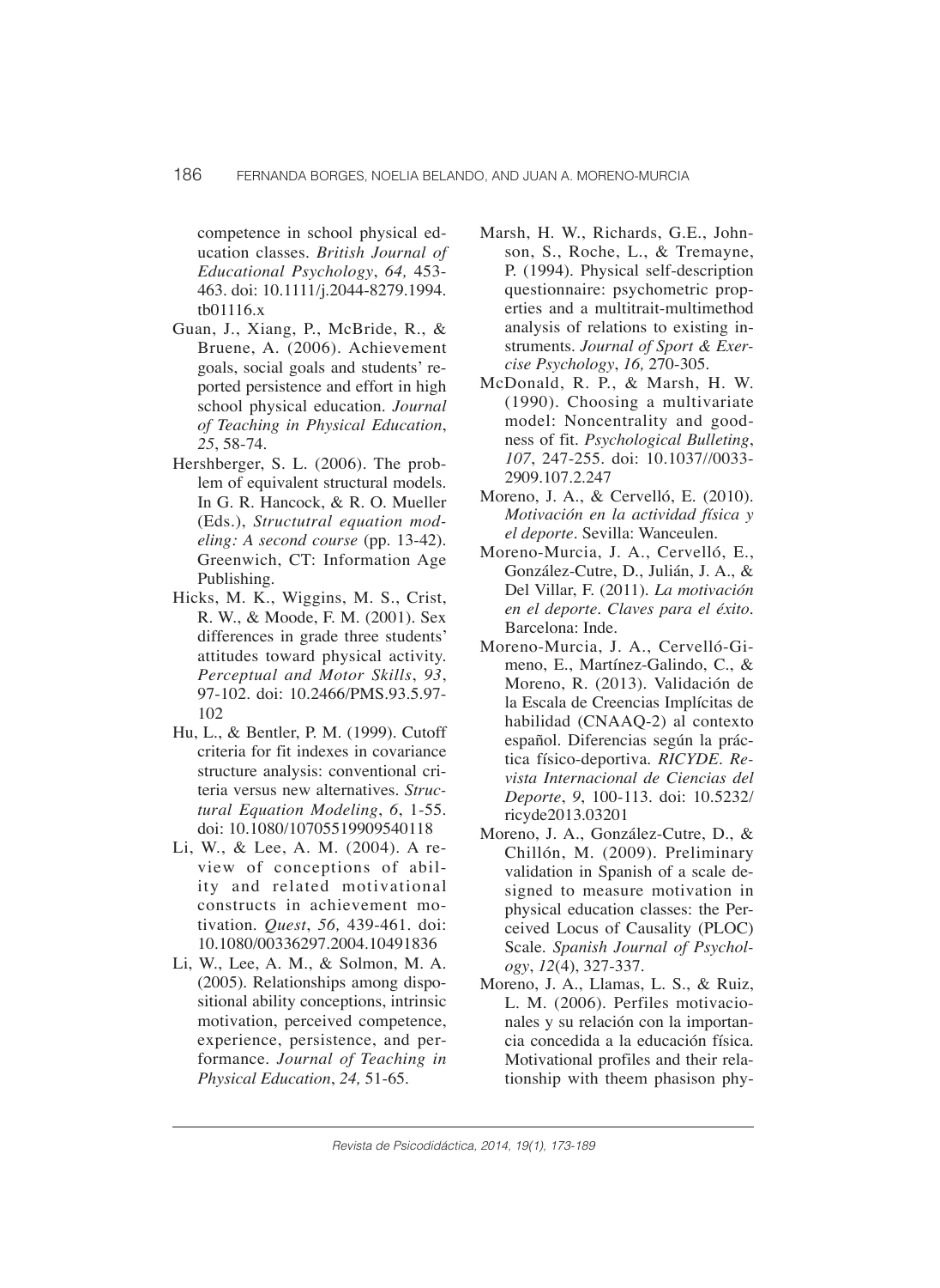competence in school physical education classes. *British Journal of Educational Psychology*, *64,* 453-463. doi: 10.1111/j.2044-8279.1994.tb01116.x

Guan, J., Xiang, P., McBride, R., & Bruene, A. (2006). Achievement goals, social goals and students' reported persistence and effort in high school physical education. *Journal of Teaching in Physical Education*, *25*, 58-74.

Hershberger, S. L. (2006). The problem of equivalent structural models. In G. R. Hancock, & R. O. Mueller (Eds.), *Structutral equation modeling: A second course* (pp. 13-42). Greenwich, CT: Information Age Publishing.

Hicks, M. K., Wiggins, M. S., Crist, R. W., & Moode, F. M. (2001). Sex differences in grade three students' attitudes toward physical activity. *Perceptual and Motor Skills*, *93*, 97-102. doi: 10.2466/PMS.93.5.97-102

Hu, L., & Bentler, P. M. (1999). Cutoff criteria for fit indexes in covariance structure analysis: conventional criteria versus new alternatives. *Structural Equation Modeling*, *6*, 1-55. doi: 10.1080/10705519909540118

Li, W., & Lee, A. M. (2004). A review of conceptions of ability and related motivational constructs in achievement motivation. *Quest*, *56,* 439-461. doi: 10.1080/00336297.2004.10491836

Li, W., Lee, A. M., & Solmon, M. A. (2005). Relationships among dispositional ability conceptions, intrinsic motivation, perceived competence, experience, persistence, and performance. *Journal of Teaching in Physical Education*, *24,* 51-65.

Marsh, H. W., Richards, G.E., Johnson, S., Roche, L., & Tremayne, P. (1994). Physical self-description questionnaire: psychometric properties and a multitrait-multimethod analysis of relations to existing instruments. *Journal of Sport & Exercise Psychology*, *16,* 270-305.

McDonald, R. P., & Marsh, H. W. (1990). Choosing a multivariate model: Noncentrality and goodness of fit. *Psychological Bulleting*, *107*, 247-255. doi: 10.1037//0033-2909.107.2.247

Moreno, J. A., & Cervelló, E. (2010). *Motivación en la actividad física y el deporte*. Sevilla: Wanceulen.

Moreno-Murcia, J. A., Cervelló, E., González-Cutre, D., Julián, J. A., & Del Villar, F. (2011). *La motivación en el deporte. Claves para el éxito*. Barcelona: Inde.

Moreno-Murcia, J. A., Cervelló-Gimeno, E., Martínez-Galindo, C., & Moreno, R. (2013). Validación de la Escala de Creencias Implícitas de habilidad (CNAAQ-2) al contexto español. Diferencias según la práctica físico-deportiva. *RICYDE. Revista Internacional de Ciencias del Deporte*, *9*, 100-113. doi: 10.5232/ricyde2013.03201

Moreno, J. A., González-Cutre, D., & Chillón, M. (2009). Preliminary validation in Spanish of a scale designed to measure motivation in physical education classes: the Perceived Locus of Causality (PLOC) Scale. *Spanish Journal of Psychology*, *12*(4), 327-337.

Moreno, J. A., Llamas, L. S., & Ruiz, L. M. (2006). Perfiles motivacionales y su relación con la importancia concedida a la educación física. Motivational profiles and their relationship with theem phasison phy-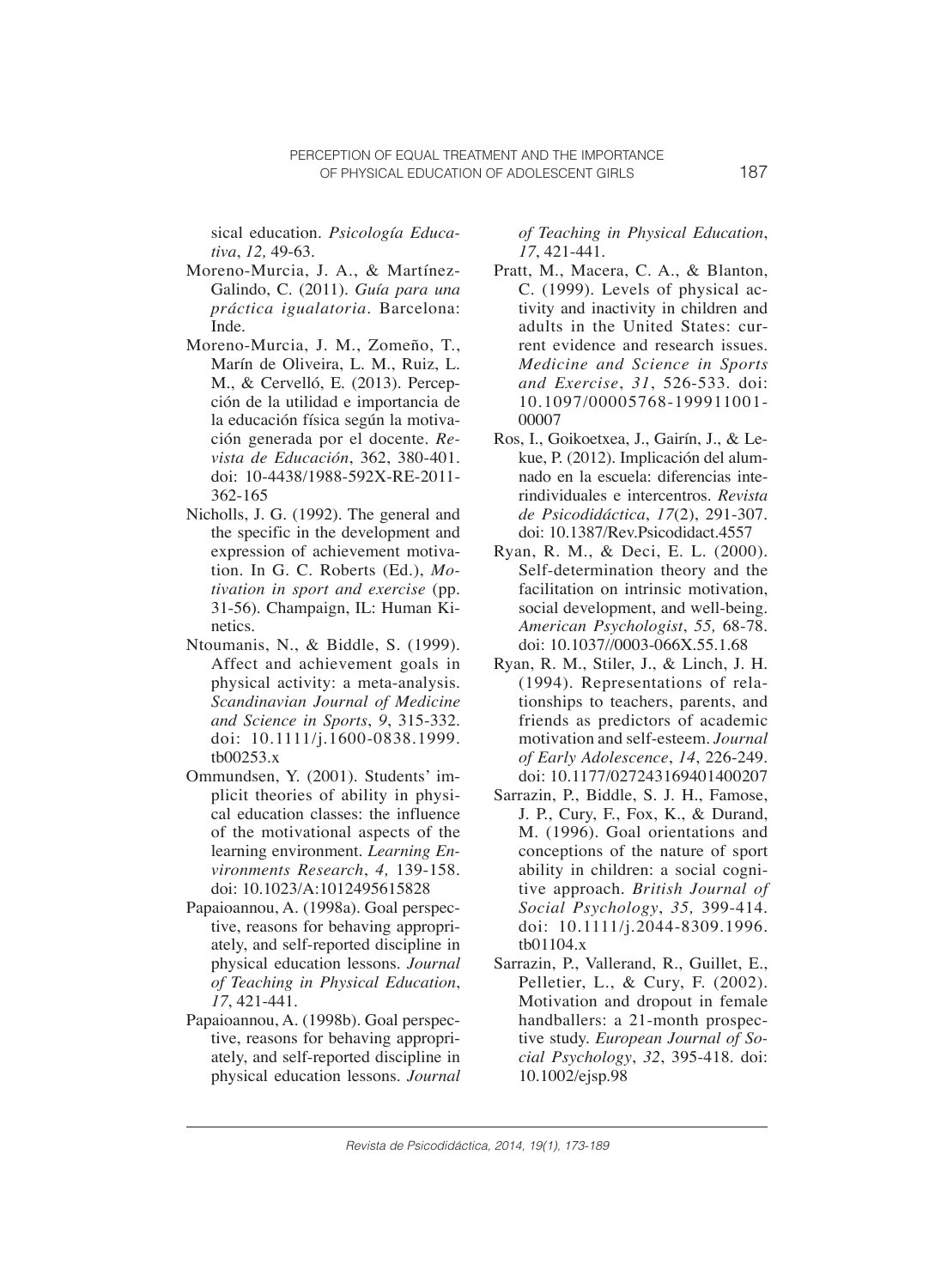sical education. *Psicología Educativa*, *12,* 49-63.

Moreno-Murcia, J. A., & Martínez-Galindo, C. (2011). *Guía para una práctica igualatoria*. Barcelona: Inde.

Moreno-Murcia, J. M., Zomeño, T., Marín de Oliveira, L. M., Ruiz, L. M., & Cervelló, E. (2013). Percepción de la utilidad e importancia de la educación física según la motivación generada por el docente. *Revista de Educación*, 362, 380-401. doi: 10-4438/1988-592X-RE-2011-362-165

Nicholls, J. G. (1992). The general and the specific in the development and expression of achievement motivation. In G. C. Roberts (Ed.), *Motivation in sport and exercise* (pp. 31-56). Champaign, IL: Human Kinetics.

Ntoumanis, N., & Biddle, S. (1999). Affect and achievement goals in physical activity: a meta-analysis. *Scandinavian Journal of Medicine and Science in Sports*, *9*, 315-332. doi: 10.1111/j.1600-0838.1999.tb00253.x

Ommundsen, Y. (2001). Students' implicit theories of ability in physical education classes: the influence of the motivational aspects of the learning environment. *Learning Environments Research*, *4,* 139-158. doi: 10.1023/A:1012495615828

Papaioannou, A. (1998a). Goal perspective, reasons for behaving appropriately, and self-reported discipline in physical education lessons. *Journal of Teaching in Physical Education*, *17*, 421-441.

Papaioannou, A. (1998b). Goal perspective, reasons for behaving appropriately, and self-reported discipline in physical education lessons. *Journal of Teaching in Physical Education*, *17*, 421-441.

Pratt, M., Macera, C. A., & Blanton, C. (1999). Levels of physical activity and inactivity in children and adults in the United States: current evidence and research issues. *Medicine and Science in Sports and Exercise*, *31*, 526-533. doi: 10.1097/00005768-199911001-00007

Ros, I., Goikoetxea, J., Gairín, J., & Lekue, P. (2012). Implicación del alumnado en la escuela: diferencias interindividuales e intercentros. *Revista de Psicodidáctica*, *17*(2), 291-307. doi: 10.1387/Rev.Psicodidact.4557

Ryan, R. M., & Deci, E. L. (2000). Self-determination theory and the facilitation on intrinsic motivation, social development, and well-being. *American Psychologist*, *55,* 68-78. doi: 10.1037//0003-066X.55.1.68

Ryan, R. M., Stiler, J., & Linch, J. H. (1994). Representations of relationships to teachers, parents, and friends as predictors of academic motivation and self-esteem. *Journal of Early Adolescence*, *14*, 226-249. doi: 10.1177/027243169401400207

Sarrazin, P., Biddle, S. J. H., Famose, J. P., Cury, F., Fox, K., & Durand, M. (1996). Goal orientations and conceptions of the nature of sport ability in children: a social cognitive approach. *British Journal of Social Psychology*, *35,* 399-414. doi: 10.1111/j.2044-8309.1996.tb01104.x

Sarrazin, P., Vallerand, R., Guillet, E., Pelletier, L., & Cury, F. (2002). Motivation and dropout in female handballers: a 21-month prospective study. *European Journal of Social Psychology*, *32*, 395-418. doi: 10.1002/ejsp.98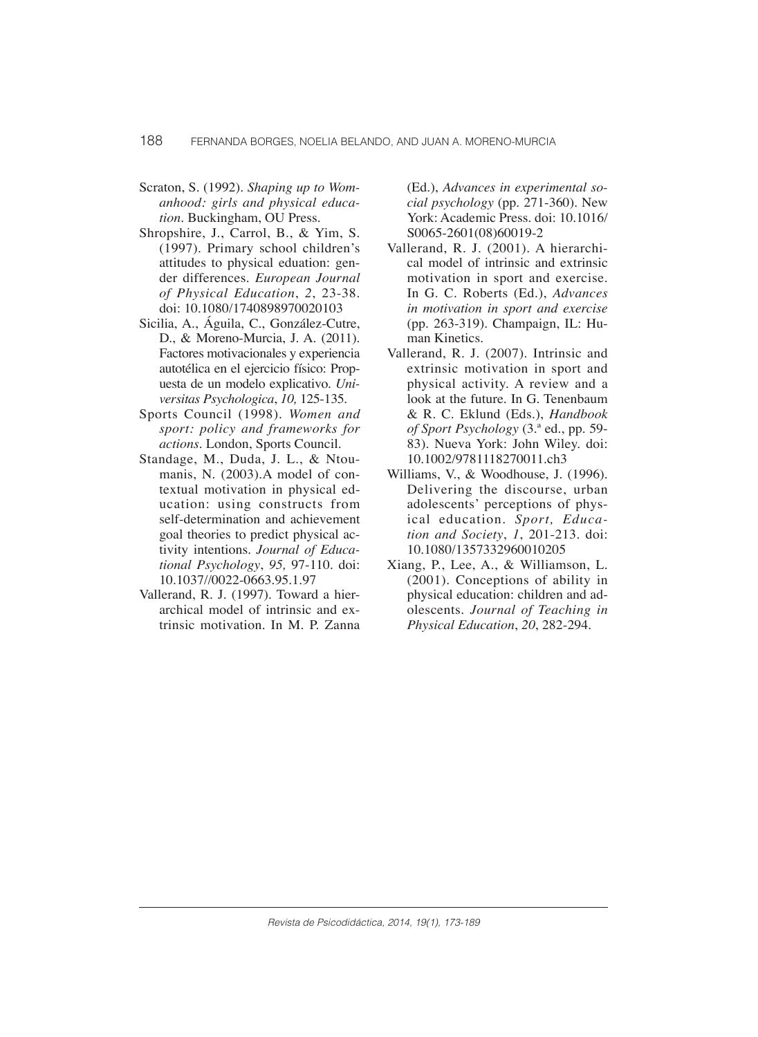Scraton, S. (1992). *Shaping up to Womanhood: girls and physical education*. Buckingham, OU Press.

Shropshire, J., Carrol, B., & Yim, S. (1997). Primary school children's attitudes to physical eduation: gender differences. *European Journal of Physical Education*, *2*, 23-38. doi: 10.1080/1740898970020103

Sicilia, A., Águila, C., González-Cutre, D., & Moreno-Murcia, J. A. (2011). Factores motivacionales y experiencia autotélica en el ejercicio físico: Propuesta de un modelo explicativo. *Universitas Psychologica*, *10,* 125-135.

Sports Council (1998). *Women and sport: policy and frameworks for actions*. London, Sports Council.

Standage, M., Duda, J. L., & Ntoumanis, N. (2003).A model of contextual motivation in physical education: using constructs from self-determination and achievement goal theories to predict physical activity intentions. *Journal of Educational Psychology*, *95,* 97-110. doi: 10.1037//0022-0663.95.1.97

Vallerand, R. J. (1997). Toward a hierarchical model of intrinsic and extrinsic motivation. In M. P. Zanna (Ed.), *Advances in experimental social psychology* (pp. 271-360). New York: Academic Press. doi: 10.1016/S0065-2601(08)60019-2

Vallerand, R. J. (2001). A hierarchical model of intrinsic and extrinsic motivation in sport and exercise. In G. C. Roberts (Ed.), *Advances in motivation in sport and exercise* (pp. 263-319). Champaign, IL: Human Kinetics.

Vallerand, R. J. (2007). Intrinsic and extrinsic motivation in sport and physical activity. A review and a look at the future. In G. Tenenbaum & R. C. Eklund (Eds.), *Handbook of Sport Psychology* (3.ª ed., pp. 59-83). Nueva York: John Wiley. doi: 10.1002/9781118270011.ch3

Williams, V., & Woodhouse, J. (1996). Delivering the discourse, urban adolescents' perceptions of physical education. *Sport, Education and Society*, *1*, 201-213. doi: 10.1080/1357332960010205

Xiang, P., Lee, A., & Williamson, L. (2001). Conceptions of ability in physical education: children and adolescents. *Journal of Teaching in Physical Education*, *20*, 282-294.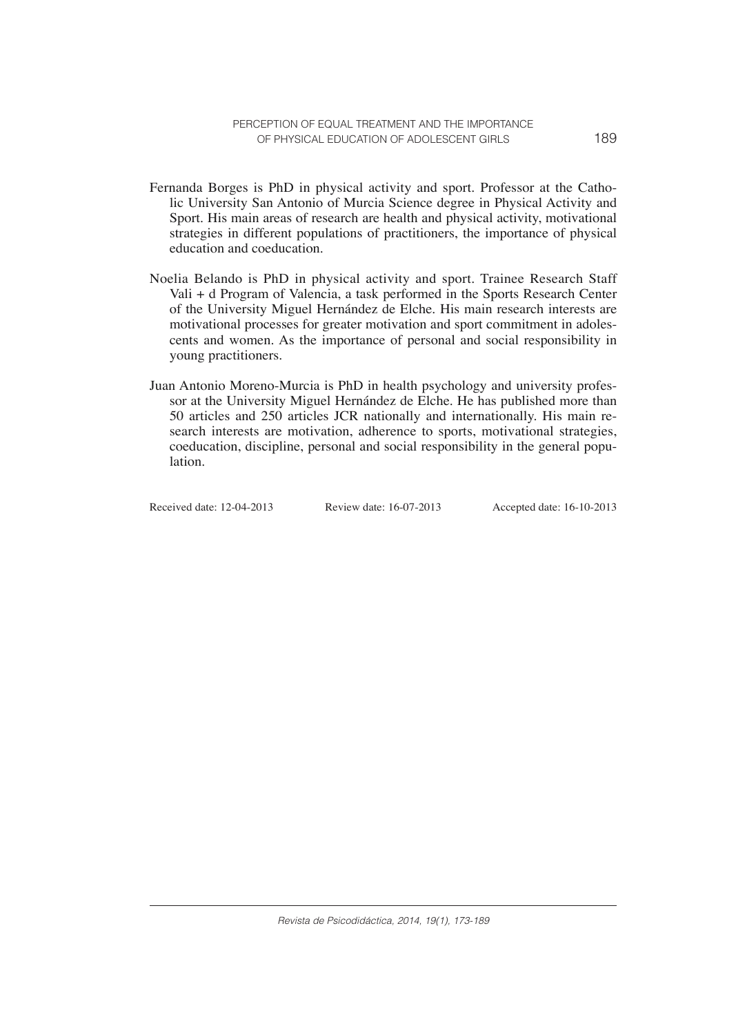Fernanda Borges is PhD in physical activity and sport. Professor at the Catholic University San Antonio of Murcia Science degree in Physical Activity and Sport. His main areas of research are health and physical activity, motivational strategies in different populations of practitioners, the importance of physical education and coeducation.

Noelia Belando is PhD in physical activity and sport. Trainee Research Staff Vali + d Program of Valencia, a task performed in the Sports Research Center of the University Miguel Hernández de Elche. His main research interests are motivational processes for greater motivation and sport commitment in adolescents and women. As the importance of personal and social responsibility in young practitioners.

Juan Antonio Moreno-Murcia is PhD in health psychology and university professor at the University Miguel Hernández de Elche. He has published more than 50 articles and 250 articles JCR nationally and internationally. His main research interests are motivation, adherence to sports, motivational strategies, coeducation, discipline, personal and social responsibility in the general population.

Received date: 12-04-2013 Review date: 16-07-2013 Accepted date: 16-10-2013